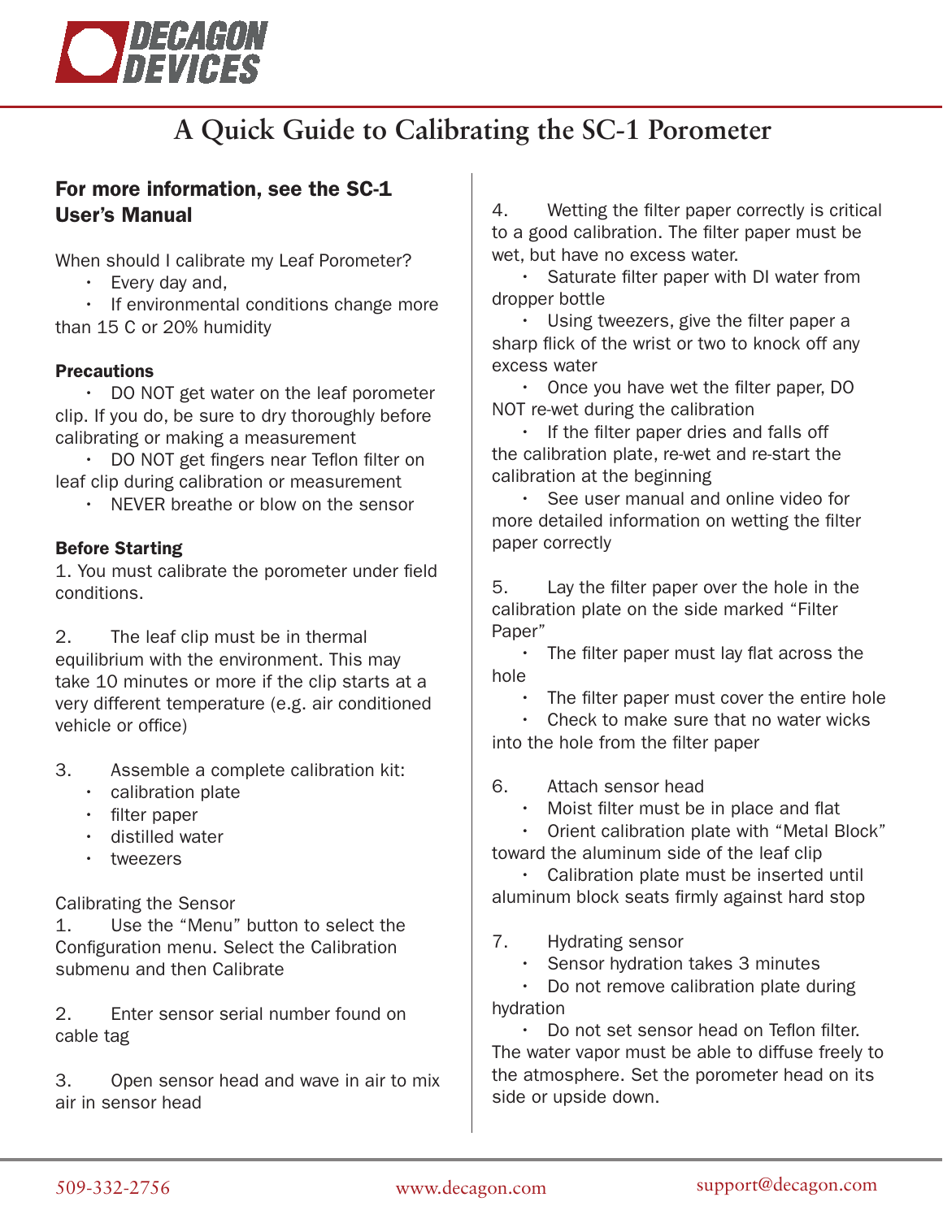# A Quick Guide to Calibrating the SC-1 Porometer

## For more information, see the SC-1 User's Manual

When should I calibrate my Leaf Porometer?

- Every day and,
- If environmental conditions change more than 15 C or 20% humidity

### Precautions

- DO NOT get water on the leaf porometer clip. If you do, be sure to dry thoroughly before calibrating or making a measurement
- DO NOT get fingers near Teflon filter on leaf clip during calibration or measurement
- NEVER breathe or blow on the sensor

### Before Starting

1. You must calibrate the porometer under field conditions.

2. The leaf clip must be in thermal equilibrium with the environment. This may take 10 minutes or more if the clip starts at a very different temperature (e.g. air conditioned vehicle or office)

3. Assemble a complete calibration kit:
   - calibration plate
   - filter paper
   - distilled water
   - tweezers

Calibrating the Sensor

1. Use the "Menu" button to select the Configuration menu. Select the Calibration submenu and then Calibrate

2. Enter sensor serial number found on cable tag

3. Open sensor head and wave in air to mix air in sensor head

4. Wetting the filter paper correctly is critical to a good calibration. The filter paper must be wet, but have no excess water.
   - Saturate filter paper with DI water from dropper bottle
   - Using tweezers, give the filter paper a sharp flick of the wrist or two to knock off any excess water
   - Once you have wet the filter paper, DO NOT re-wet during the calibration
   - If the filter paper dries and falls off the calibration plate, re-wet and re-start the calibration at the beginning
   - See user manual and online video for more detailed information on wetting the filter paper correctly

5. Lay the filter paper over the hole in the calibration plate on the side marked "Filter Paper"
   - The filter paper must lay flat across the hole
   - The filter paper must cover the entire hole
   - Check to make sure that no water wicks into the hole from the filter paper

6. Attach sensor head
   - Moist filter must be in place and flat
   - Orient calibration plate with "Metal Block" toward the aluminum side of the leaf clip
   - Calibration plate must be inserted until aluminum block seats firmly against hard stop

7. Hydrating sensor
   - Sensor hydration takes 3 minutes
   - Do not remove calibration plate during hydration
   - Do not set sensor head on Teflon filter. The water vapor must be able to diffuse freely to the atmosphere. Set the porometer head on its side or upside down.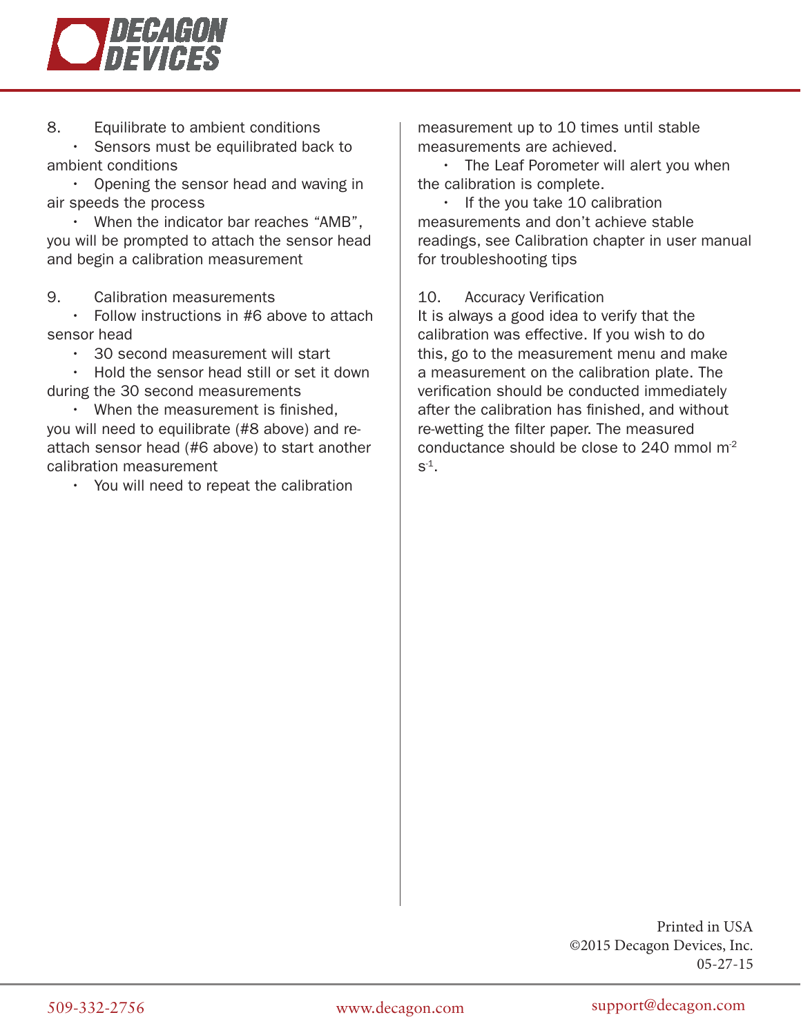8. Equilibrate to ambient conditions
    - Sensors must be equilibrated back to ambient conditions
    - Opening the sensor head and waving in air speeds the process
    - When the indicator bar reaches “AMB”, you will be prompted to attach the sensor head and begin a calibration measurement

9. Calibration measurements
    - Follow instructions in #6 above to attach sensor head
    - 30 second measurement will start
    - Hold the sensor head still or set it down during the 30 second measurements
    - When the measurement is finished, you will need to equilibrate (#8 above) and re-attach sensor head (#6 above) to start another calibration measurement
    - You will need to repeat the calibration measurement up to 10 times until stable measurements are achieved.
    - The Leaf Porometer will alert you when the calibration is complete.
    - If the you take 10 calibration measurements and don’t achieve stable readings, see Calibration chapter in user manual for troubleshooting tips

10. Accuracy Verification

It is always a good idea to verify that the calibration was effective. If you wish to do this, go to the measurement menu and make a measurement on the calibration plate. The verification should be conducted immediately after the calibration has finished, and without re-wetting the filter paper. The measured conductance should be close to 240 mmol $m^{-2}$ $s^{-1}$.

Printed in USA
©2015 Decagon Devices, Inc.
05-27-15

509-332-2756 www.decagon.com support@decagon.com